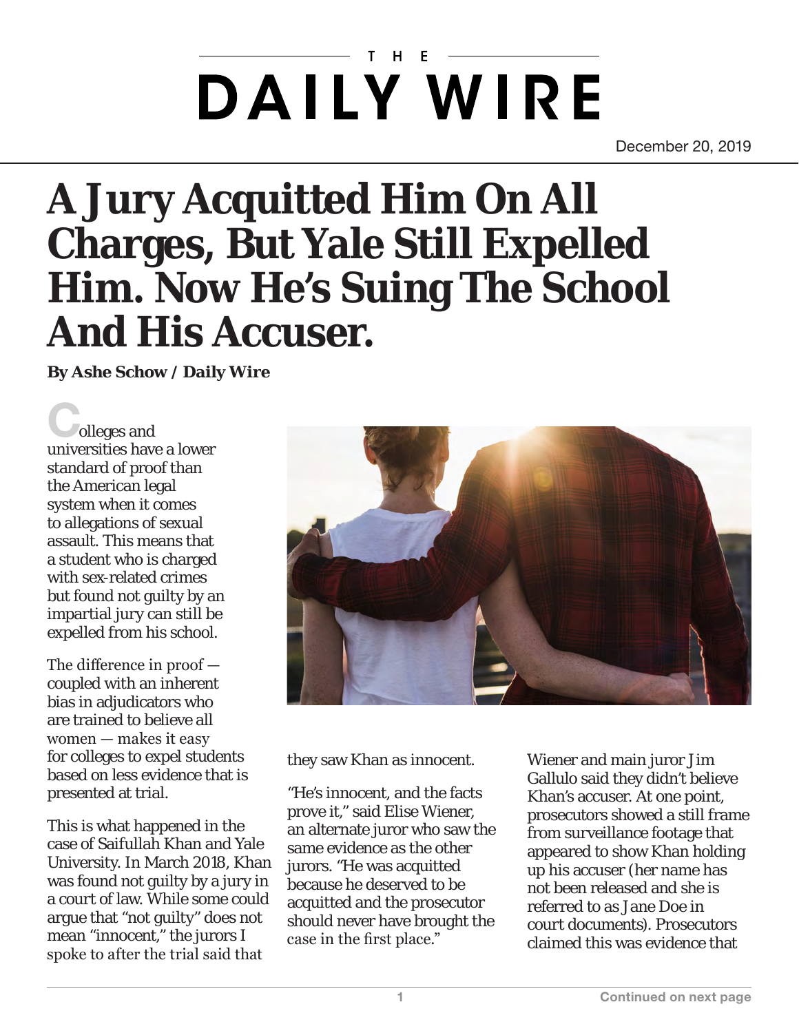THE

DAILY WIRE

December 20, 2019

# A Jury Acquitted Him On All Charges, But Yale Still Expelled Him. Now He's Suing The School And His Accuser.

**By Ashe Schow / Daily Wire**

Colleges and universities have a lower standard of proof than the American legal system when it comes to allegations of sexual assault. This means that a student who is charged with sex-related crimes but found not guilty by an impartial jury can still be expelled from his school.

The difference in proof — coupled with an inherent bias in adjudicators who are trained to believe all women — makes it easy for colleges to expel students based on less evidence that is presented at trial.

This is what happened in the case of Saifullah Khan and Yale University. In March 2018, Khan was found not guilty by a jury in a court of law. While some could argue that "not guilty" does not mean "innocent," the jurors I spoke to after the trial said that they saw Khan as innocent.

"He's innocent, and the facts prove it," said Elise Wiener, an alternate juror who saw the same evidence as the other jurors. "He was acquitted because he deserved to be acquitted and the prosecutor should never have brought the case in the first place."

Wiener and main juror Jim Gallulo said they didn't believe Khan's accuser. At one point, prosecutors showed a still frame from surveillance footage that appeared to show Khan holding up his accuser (her name has not been released and she is referred to as Jane Doe in court documents). Prosecutors claimed this was evidence that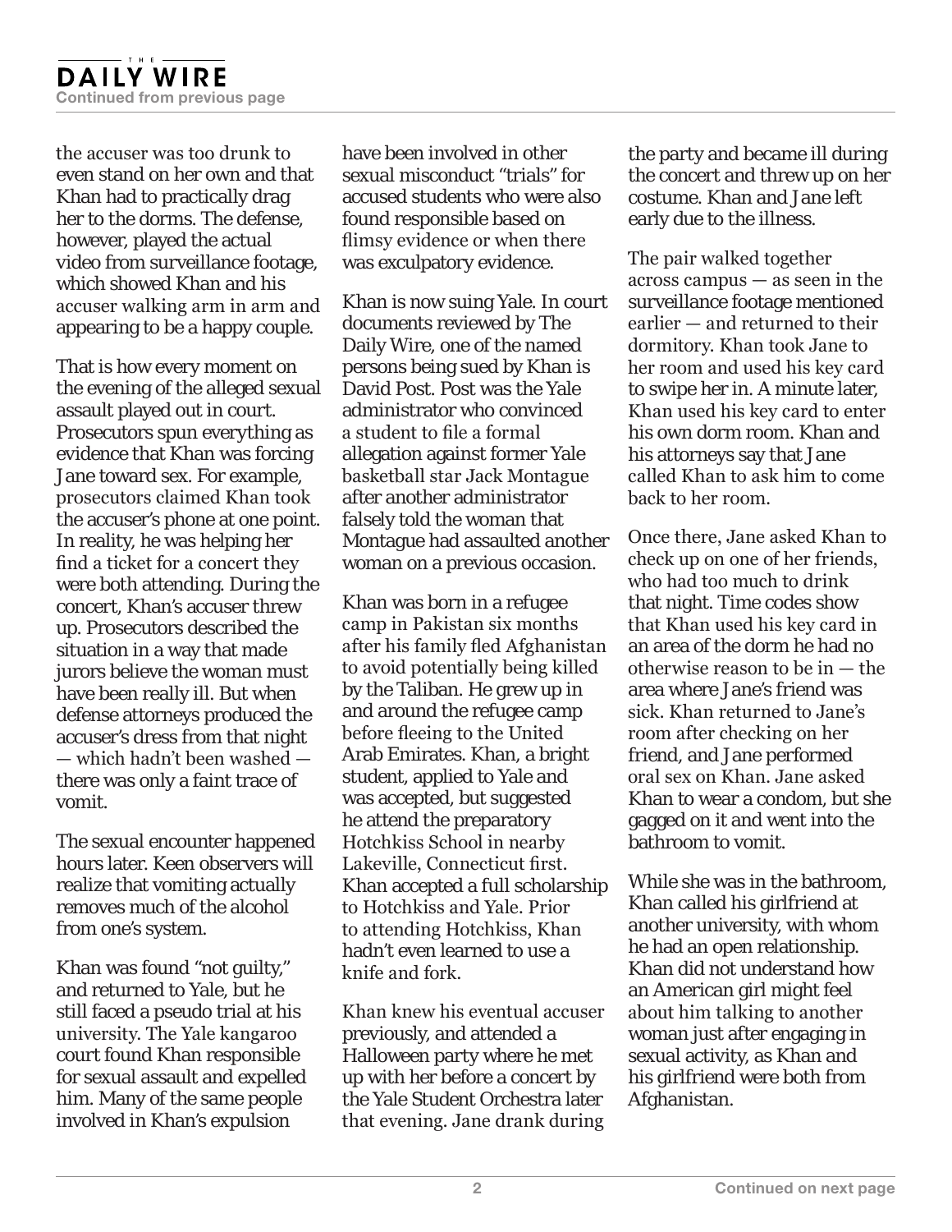the accuser was too drunk to even stand on her own and that Khan had to practically drag her to the dorms. The defense, however, played the actual video from surveillance footage, which showed Khan and his accuser walking arm in arm and appearing to be a happy couple.

That is how every moment on the evening of the alleged sexual assault played out in court. Prosecutors spun everything as evidence that Khan was forcing Jane toward sex. For example, prosecutors claimed Khan took the accuser's phone at one point. In reality, he was helping her find a ticket for a concert they were both attending. During the concert, Khan's accuser threw up. Prosecutors described the situation in a way that made jurors believe the woman must have been really ill. But when defense attorneys produced the accuser's dress from that night — which hadn't been washed — there was only a faint trace of vomit.

The sexual encounter happened hours later. Keen observers will realize that vomiting actually removes much of the alcohol from one's system.

Khan was found "not guilty," and returned to Yale, but he still faced a pseudo trial at his university. The Yale kangaroo court found Khan responsible for sexual assault and expelled him. Many of the same people involved in Khan's expulsion have been involved in other sexual misconduct "trials" for accused students who were also found responsible based on flimsy evidence or when there was exculpatory evidence.

Khan is now suing Yale. In court documents reviewed by The Daily Wire, one of the named persons being sued by Khan is David Post. Post was the Yale administrator who convinced a student to file a formal allegation against former Yale basketball star Jack Montague after another administrator falsely told the woman that Montague had assaulted another woman on a previous occasion.

Khan was born in a refugee camp in Pakistan six months after his family fled Afghanistan to avoid potentially being killed by the Taliban. He grew up in and around the refugee camp before fleeing to the United Arab Emirates. Khan, a bright student, applied to Yale and was accepted, but suggested he attend the preparatory Hotchkiss School in nearby Lakeville, Connecticut first. Khan accepted a full scholarship to Hotchkiss and Yale. Prior to attending Hotchkiss, Khan hadn't even learned to use a knife and fork.

Khan knew his eventual accuser previously, and attended a Halloween party where he met up with her before a concert by the Yale Student Orchestra later that evening. Jane drank during the party and became ill during the concert and threw up on her costume. Khan and Jane left early due to the illness.

The pair walked together across campus — as seen in the surveillance footage mentioned earlier — and returned to their dormitory. Khan took Jane to her room and used his key card to swipe her in. A minute later, Khan used his key card to enter his own dorm room. Khan and his attorneys say that Jane called Khan to ask him to come back to her room.

Once there, Jane asked Khan to check up on one of her friends, who had too much to drink that night. Time codes show that Khan used his key card in an area of the dorm he had no otherwise reason to be in — the area where Jane's friend was sick. Khan returned to Jane's room after checking on her friend, and Jane performed oral sex on Khan. Jane asked Khan to wear a condom, but she gagged on it and went into the bathroom to vomit.

While she was in the bathroom, Khan called his girlfriend at another university, with whom he had an open relationship. Khan did not understand how an American girl might feel about him talking to another woman just after engaging in sexual activity, as Khan and his girlfriend were both from Afghanistan.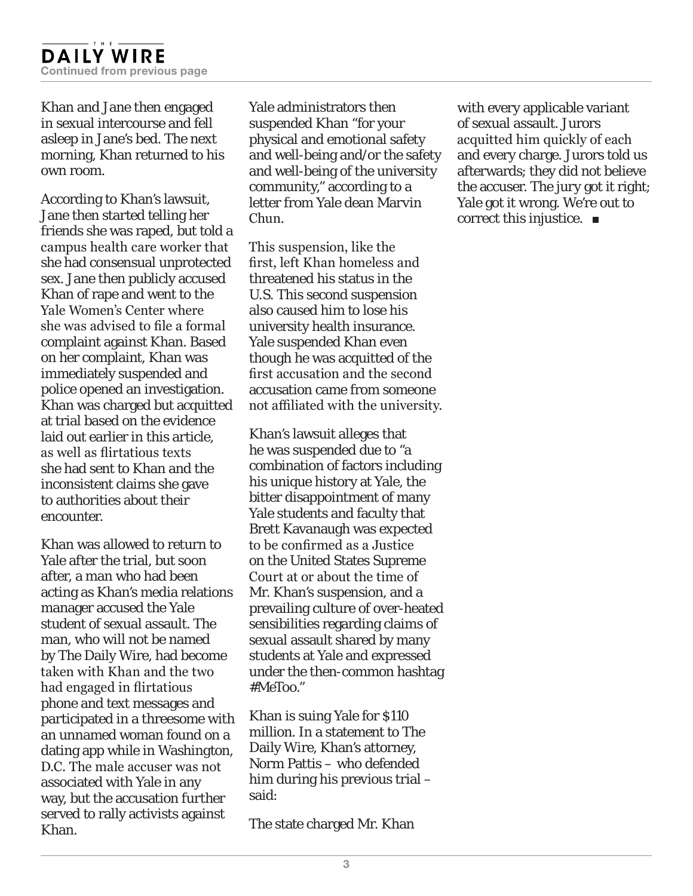Khan and Jane then engaged in sexual intercourse and fell asleep in Jane's bed. The next morning, Khan returned to his own room.

According to Khan's lawsuit, Jane then started telling her friends she was raped, but told a campus health care worker that she had consensual unprotected sex. Jane then publicly accused Khan of rape and went to the Yale Women's Center where she was advised to file a formal complaint against Khan. Based on her complaint, Khan was immediately suspended and police opened an investigation. Khan was charged but acquitted at trial based on the evidence laid out earlier in this article, as well as flirtatious texts she had sent to Khan and the inconsistent claims she gave to authorities about their encounter.

Khan was allowed to return to Yale after the trial, but soon after, a man who had been acting as Khan's media relations manager accused the Yale student of sexual assault. The man, who will not be named by The Daily Wire, had become taken with Khan and the two had engaged in flirtatious phone and text messages and participated in a threesome with an unnamed woman found on a dating app while in Washington, D.C. The male accuser was not associated with Yale in any way, but the accusation further served to rally activists against Khan.

Yale administrators then suspended Khan "for your physical and emotional safety and well-being and/or the safety and well-being of the university community," according to a letter from Yale dean Marvin Chun.

This suspension, like the first, left Khan homeless and threatened his status in the U.S. This second suspension also caused him to lose his university health insurance. Yale suspended Khan even though he was acquitted of the first accusation and the second accusation came from someone not affiliated with the university.

Khan's lawsuit alleges that he was suspended due to "a combination of factors including his unique history at Yale, the bitter disappointment of many Yale students and faculty that Brett Kavanaugh was expected to be confirmed as a Justice on the United States Supreme Court at or about the time of Mr. Khan's suspension, and a prevailing culture of over-heated sensibilities regarding claims of sexual assault shared by many students at Yale and expressed under the then-common hashtag #MeToo."

Khan is suing Yale for $110 million. In a statement to The Daily Wire, Khan's attorney, Norm Pattis – who defended him during his previous trial – said:

The state charged Mr. Khan with every applicable variant of sexual assault. Jurors acquitted him quickly of each and every charge. Jurors told us afterwards; they did not believe the accuser. The jury got it right; Yale got it wrong. We're out to correct this injustice. ■